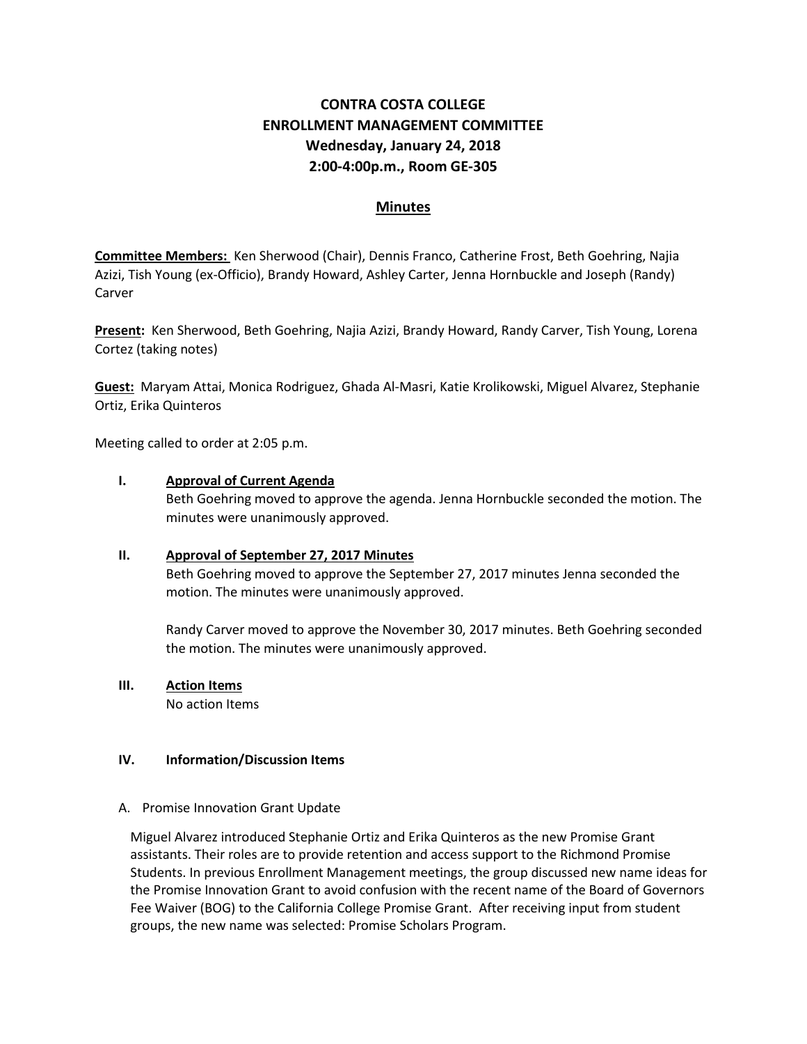# CONTRA COSTA COLLEGE
# ENROLLMENT MANAGEMENT COMMITTEE
## Wednesday, January 24, 2018
## 2:00-4:00p.m., Room GE-305

## Minutes

**Committee Members:** Ken Sherwood (Chair), Dennis Franco, Catherine Frost, Beth Goehring, Najia Azizi, Tish Young (ex-Officio), Brandy Howard, Ashley Carter, Jenna Hornbuckle and Joseph (Randy) Carver

**Present:** Ken Sherwood, Beth Goehring, Najia Azizi, Brandy Howard, Randy Carver, Tish Young, Lorena Cortez (taking notes)

**Guest:** Maryam Attai, Monica Rodriguez, Ghada Al-Masri, Katie Krolikowski, Miguel Alvarez, Stephanie Ortiz, Erika Quinteros

Meeting called to order at 2:05 p.m.

**I. Approval of Current Agenda**

Beth Goehring moved to approve the agenda. Jenna Hornbuckle seconded the motion. The minutes were unanimously approved.

**II. Approval of September 27, 2017 Minutes**

Beth Goehring moved to approve the September 27, 2017 minutes Jenna seconded the motion. The minutes were unanimously approved.

Randy Carver moved to approve the November 30, 2017 minutes. Beth Goehring seconded the motion. The minutes were unanimously approved.

**III. Action Items**

No action Items

**IV. Information/Discussion Items**

A. Promise Innovation Grant Update

Miguel Alvarez introduced Stephanie Ortiz and Erika Quinteros as the new Promise Grant assistants. Their roles are to provide retention and access support to the Richmond Promise Students. In previous Enrollment Management meetings, the group discussed new name ideas for the Promise Innovation Grant to avoid confusion with the recent name of the Board of Governors Fee Waiver (BOG) to the California College Promise Grant. After receiving input from student groups, the new name was selected: Promise Scholars Program.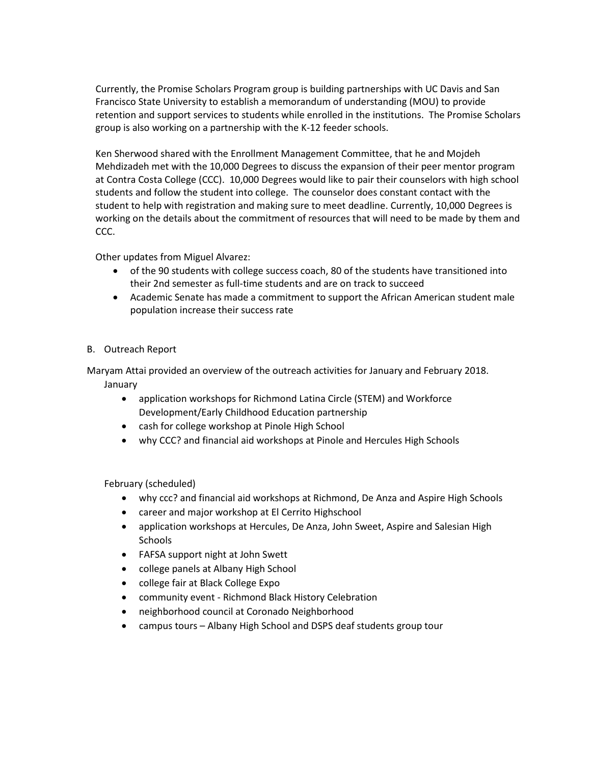Currently, the Promise Scholars Program group is building partnerships with UC Davis and San Francisco State University to establish a memorandum of understanding (MOU) to provide retention and support services to students while enrolled in the institutions. The Promise Scholars group is also working on a partnership with the K-12 feeder schools.

Ken Sherwood shared with the Enrollment Management Committee, that he and Mojdeh Mehdizadeh met with the 10,000 Degrees to discuss the expansion of their peer mentor program at Contra Costa College (CCC). 10,000 Degrees would like to pair their counselors with high school students and follow the student into college. The counselor does constant contact with the student to help with registration and making sure to meet deadline. Currently, 10,000 Degrees is working on the details about the commitment of resources that will need to be made by them and CCC.

Other updates from Miguel Alvarez:

- of the 90 students with college success coach, 80 of the students have transitioned into their 2nd semester as full-time students and are on track to succeed
- Academic Senate has made a commitment to support the African American student male population increase their success rate

B. Outreach Report

Maryam Attai provided an overview of the outreach activities for January and February 2018.

January

- application workshops for Richmond Latina Circle (STEM) and Workforce Development/Early Childhood Education partnership
- cash for college workshop at Pinole High School
- why CCC? and financial aid workshops at Pinole and Hercules High Schools

February (scheduled)

- why ccc? and financial aid workshops at Richmond, De Anza and Aspire High Schools
- career and major workshop at El Cerrito Highschool
- application workshops at Hercules, De Anza, John Sweet, Aspire and Salesian High Schools
- FAFSA support night at John Swett
- college panels at Albany High School
- college fair at Black College Expo
- community event - Richmond Black History Celebration
- neighborhood council at Coronado Neighborhood
- campus tours – Albany High School and DSPS deaf students group tour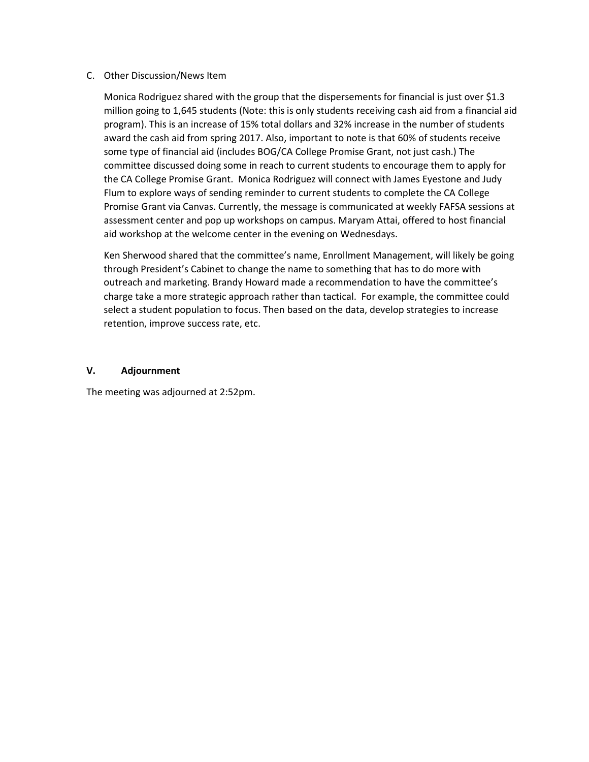C. Other Discussion/News Item

Monica Rodriguez shared with the group that the dispersements for financial is just over $1.3 million going to 1,645 students (Note: this is only students receiving cash aid from a financial aid program). This is an increase of 15% total dollars and 32% increase in the number of students award the cash aid from spring 2017. Also, important to note is that 60% of students receive some type of financial aid (includes BOG/CA College Promise Grant, not just cash.) The committee discussed doing some in reach to current students to encourage them to apply for the CA College Promise Grant. Monica Rodriguez will connect with James Eyestone and Judy Flum to explore ways of sending reminder to current students to complete the CA College Promise Grant via Canvas. Currently, the message is communicated at weekly FAFSA sessions at assessment center and pop up workshops on campus. Maryam Attai, offered to host financial aid workshop at the welcome center in the evening on Wednesdays.

Ken Sherwood shared that the committee's name, Enrollment Management, will likely be going through President's Cabinet to change the name to something that has to do more with outreach and marketing. Brandy Howard made a recommendation to have the committee's charge take a more strategic approach rather than tactical. For example, the committee could select a student population to focus. Then based on the data, develop strategies to increase retention, improve success rate, etc.

## V. Adjournment

The meeting was adjourned at 2:52pm.